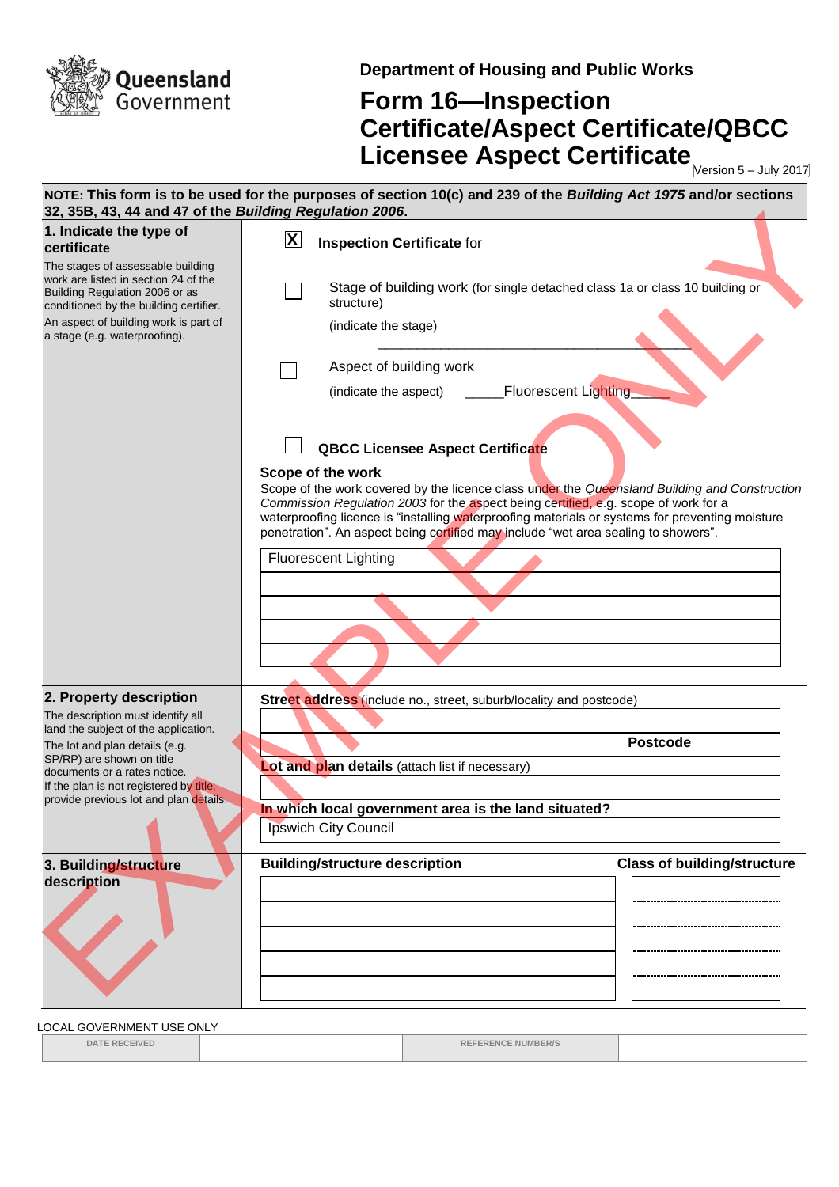Queensland Government

Department of Housing and Public Works

# Form 16—Inspection Certificate/Aspect Certificate/QBCC Licensee Aspect Certificate

Version 5 – July 2017

**NOTE: This form is to be used for the purposes of section 10(c) and 239 of the *Building Act 1975* and/or sections 32, 35B, 43, 44 and 47 of the *Building Regulation 2006*.**

EXAMPLE ONLY

## 1. Indicate the type of certificate

The stages of assessable building work are listed in section 24 of the Building Regulation 2006 or as conditioned by the building certifier.

An aspect of building work is part of a stage (e.g. waterproofing).

[X] **Inspection Certificate** for

[ ] Stage of building work (for single detached class 1a or class 10 building or structure)

(indicate the stage) ______________________________________________

[ ] Aspect of building work

(indicate the aspect) _____Fluorescent Lighting_____

[ ] **QBCC Licensee Aspect Certificate**

**Scope of the work**

Scope of the work covered by the licence class under the *Queensland Building and Construction Commission Regulation 2003* for the aspect being certified, e.g. scope of work for a waterproofing licence is "installing waterproofing materials or systems for preventing moisture penetration". An aspect being certified may include "wet area sealing to showers".

Fluorescent Lighting

## 2. Property description

The description must identify all land the subject of the application.

The lot and plan details (e.g. SP/RP) are shown on title documents or a rates notice.

If the plan is not registered by title, provide previous lot and plan details.

**Street address** (include no., street, suburb/locality and postcode)

**Postcode**

**Lot and plan details** (attach list if necessary)

**In which local government area is the land situated?**

Ipswich City Council

## 3. Building/structure description

| Building/structure description | Class of building/structure |
|---|---|
| | |
| | |
| | |
| | |
| | |

LOCAL GOVERNMENT USE ONLY

| DATE RECEIVED | | REFERENCE NUMBER/S | |
|---|---|---|---|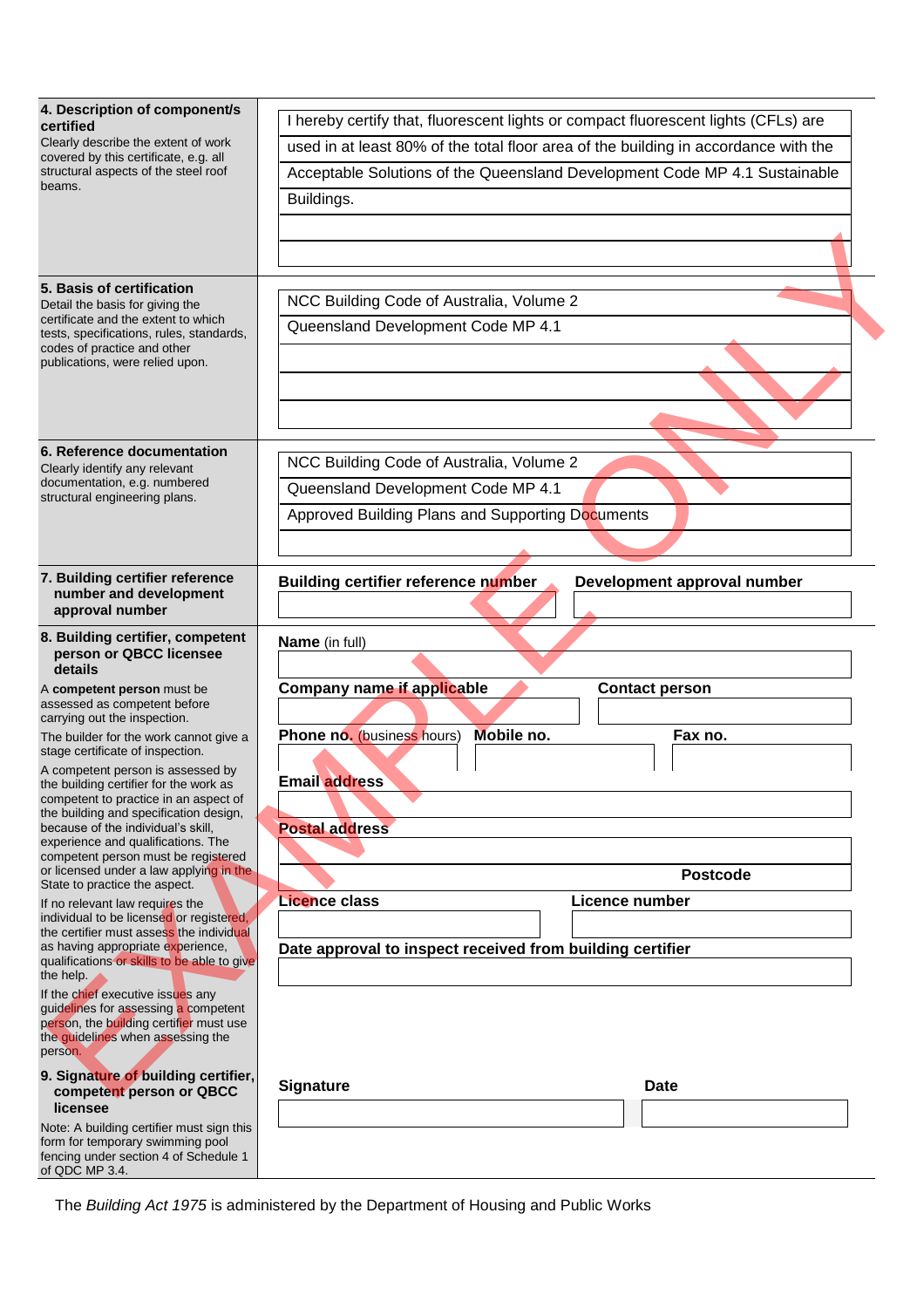| | |
|---|---|
| **4. Description of component/s certified**<br>Clearly describe the extent of work covered by this certificate, e.g. all structural aspects of the steel roof beams. | I hereby certify that, fluorescent lights or compact fluorescent lights (CFLs) are used in at least 80% of the total floor area of the building in accordance with the Acceptable Solutions of the Queensland Development Code MP 4.1 Sustainable Buildings. |
| **5. Basis of certification**<br>Detail the basis for giving the certificate and the extent to which tests, specifications, rules, standards, codes of practice and other publications, were relied upon. | NCC Building Code of Australia, Volume 2<br>Queensland Development Code MP 4.1 |
| **6. Reference documentation**<br>Clearly identify any relevant documentation, e.g. numbered structural engineering plans. | NCC Building Code of Australia, Volume 2<br>Queensland Development Code MP 4.1<br>Approved Building Plans and Supporting Documents |
| **7. Building certifier reference number and development approval number** | **Building certifier reference number**<br>**Development approval number** |
| **8. Building certifier, competent person or QBCC licensee details**<br>A **competent person** must be assessed as competent before carrying out the inspection.<br>The builder for the work cannot give a stage certificate of inspection.<br>A competent person is assessed by the building certifier for the work as competent to practice in an aspect of the building and specification design, because of the individual's skill, experience and qualifications. The competent person must be registered or licensed under a law applying in the State to practice the aspect.<br>If no relevant law requires the individual to be licensed or registered, the certifier must assess the individual as having appropriate experience, qualifications or skills to be able to give the help.<br>If the chief executive issues any guidelines for assessing a competent person, the building certifier must use the guidelines when assessing the person. | **Name** (in full)<br>**Company name if applicable**<br>**Contact person**<br>**Phone no.** (business hours)<br>**Mobile no.**<br>**Fax no.**<br>**Email address**<br>**Postal address**<br>**Postcode**<br>**Licence class**<br>**Licence number**<br>**Date approval to inspect received from building certifier** |
| **9. Signature of building certifier, competent person or QBCC licensee**<br>Note: A building certifier must sign this form for temporary swimming pool fencing under section 4 of Schedule 1 of QDC MP 3.4. | **Signature**<br>**Date** |

EXAMPLE ONLY

The *Building Act 1975* is administered by the Department of Housing and Public Works